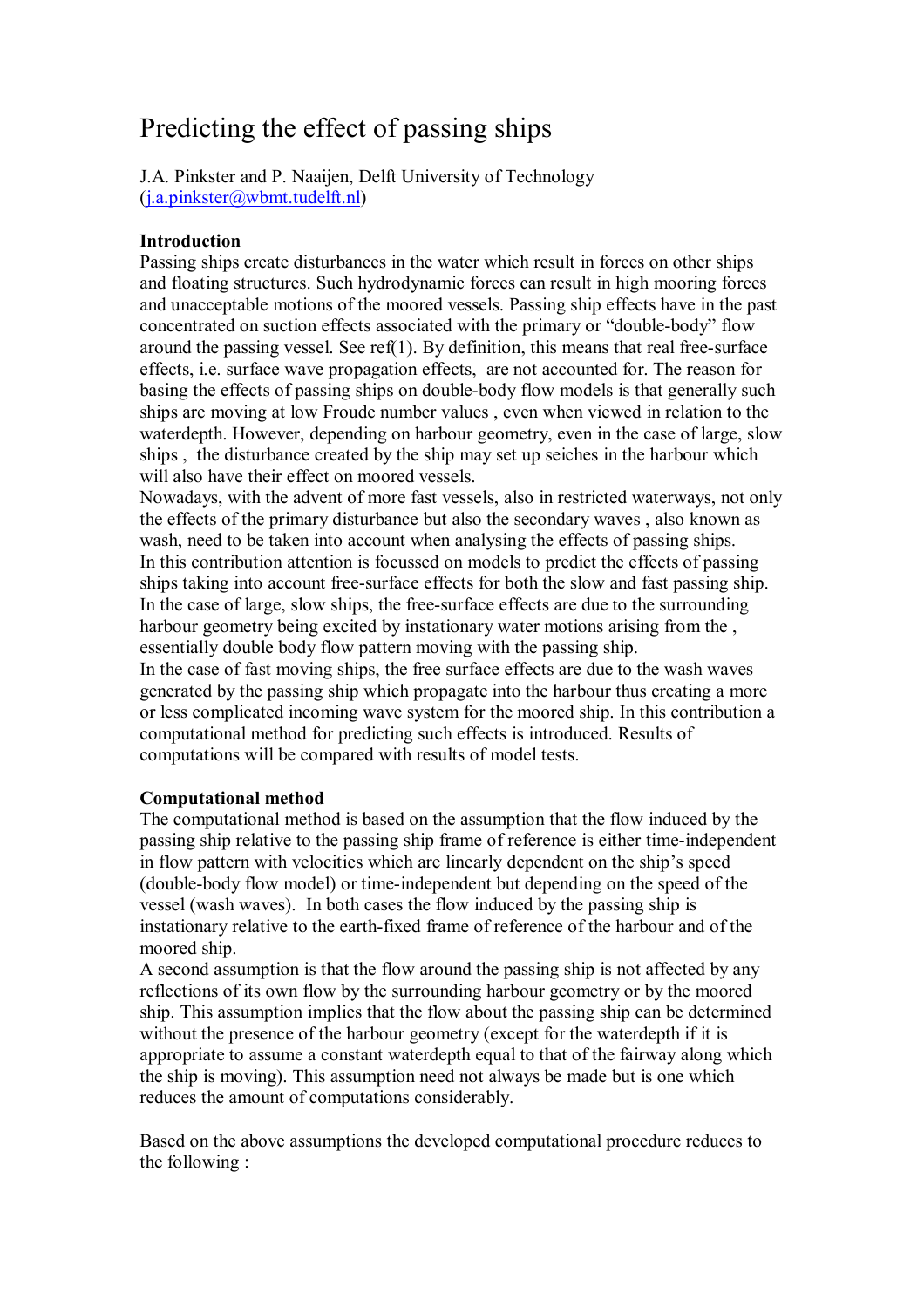# Predicting the effect of passing ships

J.A. Pinkster and P. Naaijen, Delft University of Technology
(j.a.pinkster@wbmt.tudelft.nl)

**Introduction**

Passing ships create disturbances in the water which result in forces on other ships and floating structures. Such hydrodynamic forces can result in high mooring forces and unacceptable motions of the moored vessels. Passing ship effects have in the past concentrated on suction effects associated with the primary or "double-body" flow around the passing vessel. See ref(1). By definition, this means that real free-surface effects, i.e. surface wave propagation effects, are not accounted for. The reason for basing the effects of passing ships on double-body flow models is that generally such ships are moving at low Froude number values , even when viewed in relation to the waterdepth. However, depending on harbour geometry, even in the case of large, slow ships , the disturbance created by the ship may set up seiches in the harbour which will also have their effect on moored vessels.

Nowadays, with the advent of more fast vessels, also in restricted waterways, not only the effects of the primary disturbance but also the secondary waves , also known as wash, need to be taken into account when analysing the effects of passing ships.

In this contribution attention is focussed on models to predict the effects of passing ships taking into account free-surface effects for both the slow and fast passing ship. In the case of large, slow ships, the free-surface effects are due to the surrounding harbour geometry being excited by instationary water motions arising from the , essentially double body flow pattern moving with the passing ship.

In the case of fast moving ships, the free surface effects are due to the wash waves generated by the passing ship which propagate into the harbour thus creating a more or less complicated incoming wave system for the moored ship. In this contribution a computational method for predicting such effects is introduced. Results of computations will be compared with results of model tests.

**Computational method**

The computational method is based on the assumption that the flow induced by the passing ship relative to the passing ship frame of reference is either time-independent in flow pattern with velocities which are linearly dependent on the ship's speed (double-body flow model) or time-independent but depending on the speed of the vessel (wash waves). In both cases the flow induced by the passing ship is instationary relative to the earth-fixed frame of reference of the harbour and of the moored ship.

A second assumption is that the flow around the passing ship is not affected by any reflections of its own flow by the surrounding harbour geometry or by the moored ship. This assumption implies that the flow about the passing ship can be determined without the presence of the harbour geometry (except for the waterdepth if it is appropriate to assume a constant waterdepth equal to that of the fairway along which the ship is moving). This assumption need not always be made but is one which reduces the amount of computations considerably.

Based on the above assumptions the developed computational procedure reduces to the following :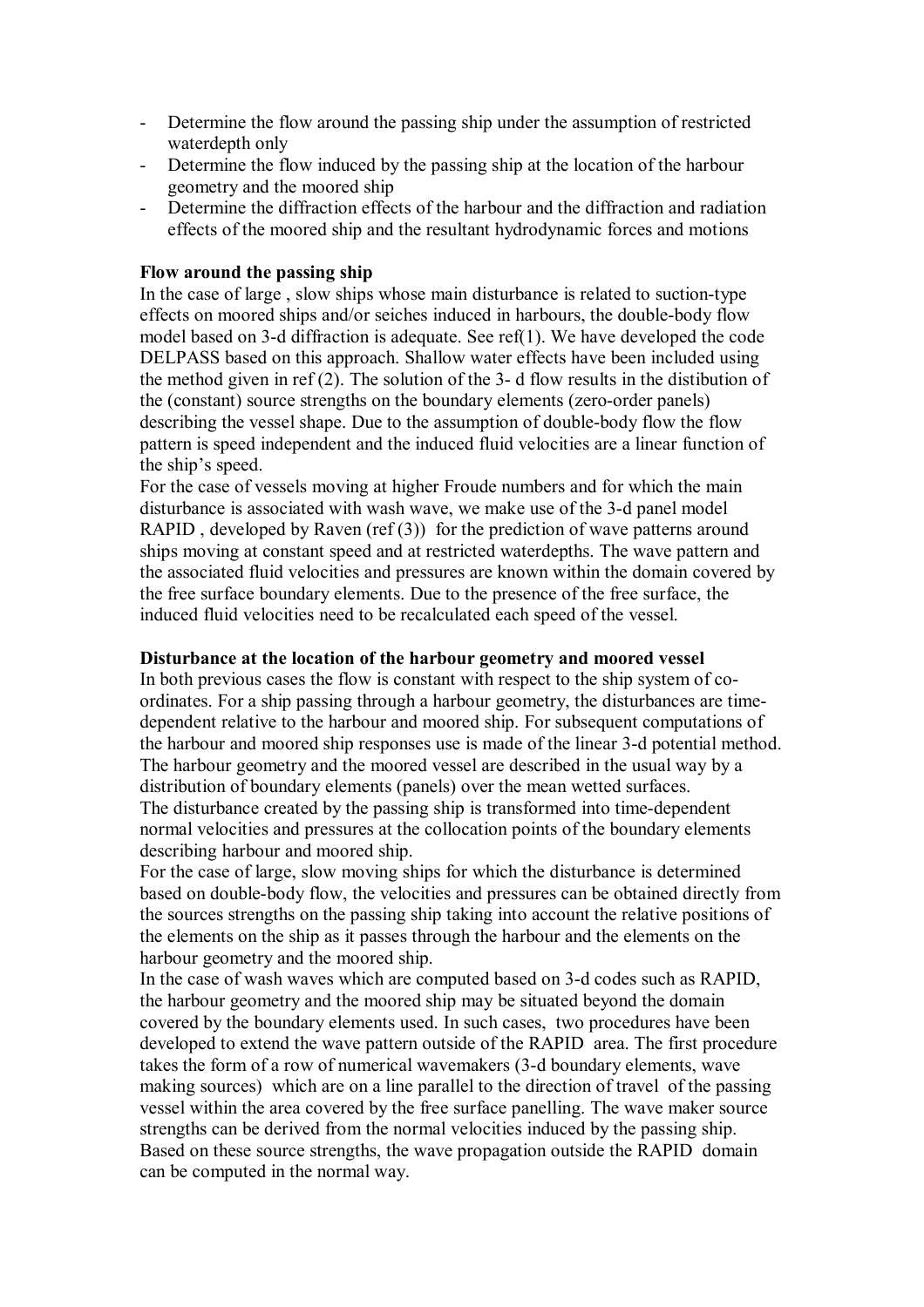- Determine the flow around the passing ship under the assumption of restricted waterdepth only
- Determine the flow induced by the passing ship at the location of the harbour geometry and the moored ship
- Determine the diffraction effects of the harbour and the diffraction and radiation effects of the moored ship and the resultant hydrodynamic forces and motions

**Flow around the passing ship**

In the case of large , slow ships whose main disturbance is related to suction-type effects on moored ships and/or seiches induced in harbours, the double-body flow model based on 3-d diffraction is adequate. See ref(1). We have developed the code DELPASS based on this approach. Shallow water effects have been included using the method given in ref (2). The solution of the 3- d flow results in the distibution of the (constant) source strengths on the boundary elements (zero-order panels) describing the vessel shape. Due to the assumption of double-body flow the flow pattern is speed independent and the induced fluid velocities are a linear function of the ship's speed.

For the case of vessels moving at higher Froude numbers and for which the main disturbance is associated with wash wave, we make use of the 3-d panel model RAPID , developed by Raven (ref (3)) for the prediction of wave patterns around ships moving at constant speed and at restricted waterdepths. The wave pattern and the associated fluid velocities and pressures are known within the domain covered by the free surface boundary elements. Due to the presence of the free surface, the induced fluid velocities need to be recalculated each speed of the vessel.

**Disturbance at the location of the harbour geometry and moored vessel**

In both previous cases the flow is constant with respect to the ship system of co-ordinates. For a ship passing through a harbour geometry, the disturbances are time-dependent relative to the harbour and moored ship. For subsequent computations of the harbour and moored ship responses use is made of the linear 3-d potential method. The harbour geometry and the moored vessel are described in the usual way by a distribution of boundary elements (panels) over the mean wetted surfaces.

The disturbance created by the passing ship is transformed into time-dependent normal velocities and pressures at the collocation points of the boundary elements describing harbour and moored ship.

For the case of large, slow moving ships for which the disturbance is determined based on double-body flow, the velocities and pressures can be obtained directly from the sources strengths on the passing ship taking into account the relative positions of the elements on the ship as it passes through the harbour and the elements on the harbour geometry and the moored ship.

In the case of wash waves which are computed based on 3-d codes such as RAPID, the harbour geometry and the moored ship may be situated beyond the domain covered by the boundary elements used. In such cases, two procedures have been developed to extend the wave pattern outside of the RAPID area. The first procedure takes the form of a row of numerical wavemakers (3-d boundary elements, wave making sources) which are on a line parallel to the direction of travel of the passing vessel within the area covered by the free surface panelling. The wave maker source strengths can be derived from the normal velocities induced by the passing ship. Based on these source strengths, the wave propagation outside the RAPID domain can be computed in the normal way.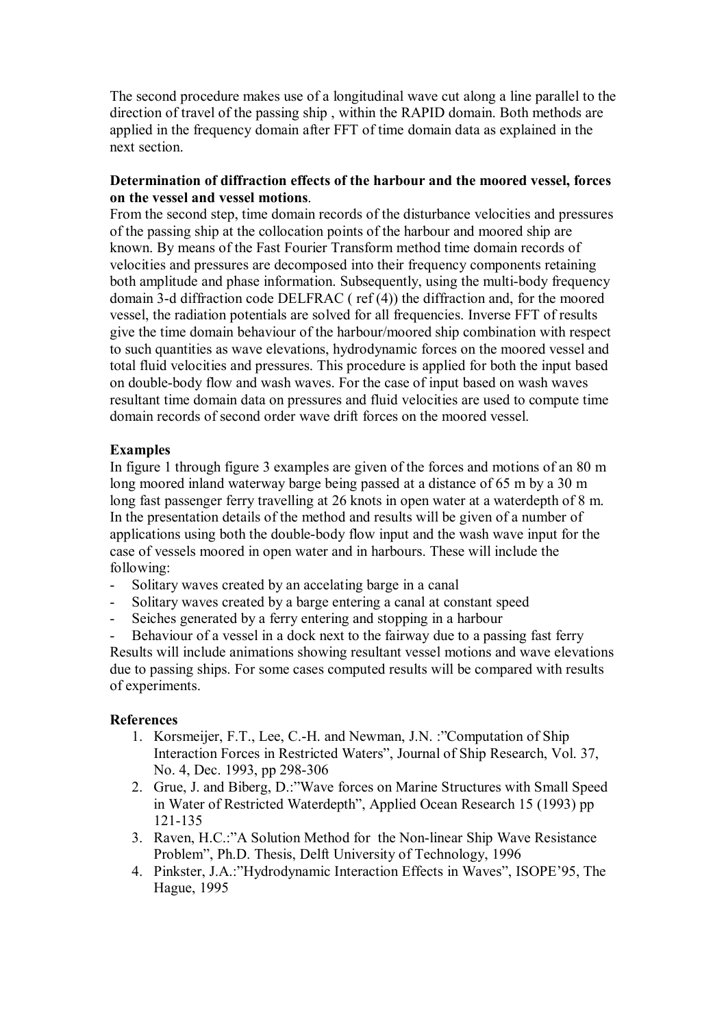The second procedure makes use of a longitudinal wave cut along a line parallel to the direction of travel of the passing ship , within the RAPID domain. Both methods are applied in the frequency domain after FFT of time domain data as explained in the next section.

**Determination of diffraction effects of the harbour and the moored vessel, forces on the vessel and vessel motions**.

From the second step, time domain records of the disturbance velocities and pressures of the passing ship at the collocation points of the harbour and moored ship are known. By means of the Fast Fourier Transform method time domain records of velocities and pressures are decomposed into their frequency components retaining both amplitude and phase information. Subsequently, using the multi-body frequency domain 3-d diffraction code DELFRAC ( ref (4)) the diffraction and, for the moored vessel, the radiation potentials are solved for all frequencies. Inverse FFT of results give the time domain behaviour of the harbour/moored ship combination with respect to such quantities as wave elevations, hydrodynamic forces on the moored vessel and total fluid velocities and pressures. This procedure is applied for both the input based on double-body flow and wash waves. For the case of input based on wash waves resultant time domain data on pressures and fluid velocities are used to compute time domain records of second order wave drift forces on the moored vessel.

**Examples**

In figure 1 through figure 3 examples are given of the forces and motions of an 80 m long moored inland waterway barge being passed at a distance of 65 m by a 30 m long fast passenger ferry travelling at 26 knots in open water at a waterdepth of 8 m. In the presentation details of the method and results will be given of a number of applications using both the double-body flow input and the wash wave input for the case of vessels moored in open water and in harbours. These will include the following:

- Solitary waves created by an accelating barge in a canal
- Solitary waves created by a barge entering a canal at constant speed
- Seiches generated by a ferry entering and stopping in a harbour
- Behaviour of a vessel in a dock next to the fairway due to a passing fast ferry

Results will include animations showing resultant vessel motions and wave elevations due to passing ships. For some cases computed results will be compared with results of experiments.

**References**

1. Korsmeijer, F.T., Lee, C.-H. and Newman, J.N. :"Computation of Ship Interaction Forces in Restricted Waters", Journal of Ship Research, Vol. 37, No. 4, Dec. 1993, pp 298-306
2. Grue, J. and Biberg, D.:"Wave forces on Marine Structures with Small Speed in Water of Restricted Waterdepth", Applied Ocean Research 15 (1993) pp 121-135
3. Raven, H.C.:"A Solution Method for the Non-linear Ship Wave Resistance Problem", Ph.D. Thesis, Delft University of Technology, 1996
4. Pinkster, J.A.:"Hydrodynamic Interaction Effects in Waves", ISOPE'95, The Hague, 1995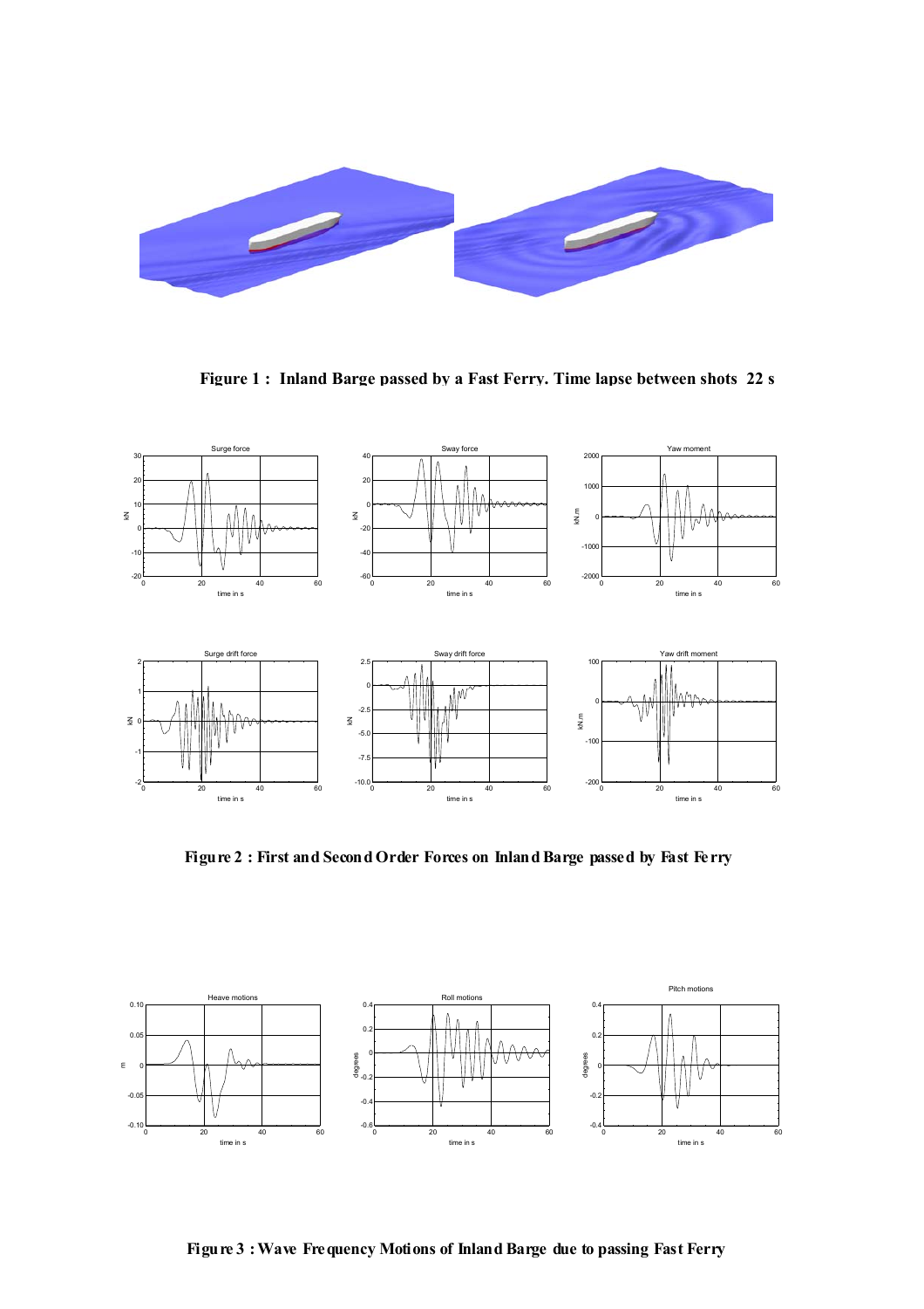**Figure 1 : Inland Barge passed by a Fast Ferry. Time lapse between shots 22 s**

Surge force
kN
30
20
10
0
-10
-20
0
20
40
60
time in s

Sway force
kN
40
20
0
-20
-40
-60
0
20
40
60
time in s

Yaw moment
kN.m
2000
1000
0
-1000
-2000
0
20
40
60
time in s

Surge drift force
kN
2
1
0
-1
-2
0
20
40
60
time in s

Sway drift force
kN
2.5
0
-2.5
-5.0
-7.5
-10.0
0
20
40
60
time in s

Yaw drift moment
kN.m
100
0
-100
-200
0
20
40
60
time in s

**Figure 2 : First and Second Order Forces on Inland Barge passed by Fast Ferry**

Heave motions
m
0.10
0.05
0
-0.05
-0.10
0
20
40
60
time in s

Roll motions
degrees
0.4
0.2
0
-0.2
-0.4
-0.6
0
20
40
60
time in s

Pitch motions
degrees
0.4
0.2
0
-0.2
-0.4
0
20
40
60
time in s

**Figure 3 : Wave Frequency Motions of Inland Barge due to passing Fast Ferry**